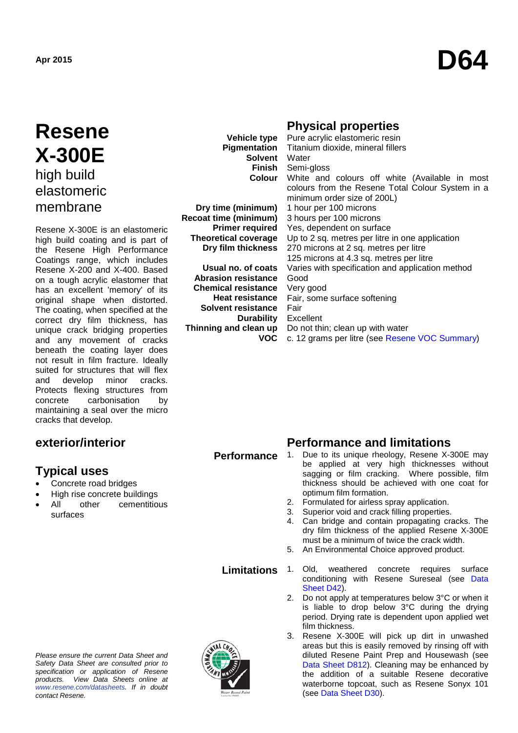Apr 2015

# D64

# Resene X-300E

## high build elastomeric membrane

Resene X-300E is an elastomeric high build coating and is part of the Resene High Performance Coatings range, which includes Resene X-200 and X-400. Based on a tough acrylic elastomer that has an excellent 'memory' of its original shape when distorted. The coating, when specified at the correct dry film thickness, has unique crack bridging properties and any movement of cracks beneath the coating layer does not result in film fracture. Ideally suited for structures that will flex and develop minor cracks. Protects flexing structures from concrete carbonisation by maintaining a seal over the micro cracks that develop.

## Physical properties

| | |
|---|---|
| **Vehicle type** | Pure acrylic elastomeric resin |
| **Pigmentation** | Titanium dioxide, mineral fillers |
| **Solvent** | Water |
| **Finish** | Semi-gloss |
| **Colour** | White and colours off white (Available in most colours from the Resene Total Colour System in a minimum order size of 200L) |
| **Dry time (minimum)** | 1 hour per 100 microns |
| **Recoat time (minimum)** | 3 hours per 100 microns |
| **Primer required** | Yes, dependent on surface |
| **Theoretical coverage** | Up to 2 sq. metres per litre in one application |
| **Dry film thickness** | 270 microns at 2 sq. metres per litre<br>125 microns at 4.3 sq. metres per litre |
| **Usual no. of coats** | Varies with specification and application method |
| **Abrasion resistance** | Good |
| **Chemical resistance** | Very good |
| **Heat resistance** | Fair, some surface softening |
| **Solvent resistance** | Fair |
| **Durability** | Excellent |
| **Thinning and clean up** | Do not thin; clean up with water |
| **VOC** | c. 12 grams per litre (see Resene VOC Summary) |

## exterior/interior

## Typical uses

- Concrete road bridges
- High rise concrete buildings
- All other cementitious surfaces

## Performance and limitations

### Performance

1. Due to its unique rheology, Resene X-300E may be applied at very high thicknesses without sagging or film cracking. Where possible, film thickness should be achieved with one coat for optimum film formation.
2. Formulated for airless spray application.
3. Superior void and crack filling properties.
4. Can bridge and contain propagating cracks. The dry film thickness of the applied Resene X-300E must be a minimum of twice the crack width.
5. An Environmental Choice approved product.

### Limitations

1. Old, weathered concrete requires surface conditioning with Resene Sureseal (see Data Sheet D42).
2. Do not apply at temperatures below 3°C or when it is liable to drop below 3°C during the drying period. Drying rate is dependent upon applied wet film thickness.
3. Resene X-300E will pick up dirt in unwashed areas but this is easily removed by rinsing off with diluted Resene Paint Prep and Housewash (see Data Sheet D812). Cleaning may be enhanced by the addition of a suitable Resene decorative waterborne topcoat, such as Resene Sonyx 101 (see Data Sheet D30).

*Please ensure the current Data Sheet and Safety Data Sheet are consulted prior to specification or application of Resene products. View Data Sheets online at www.resene.com/datasheets. If in doubt contact Resene.*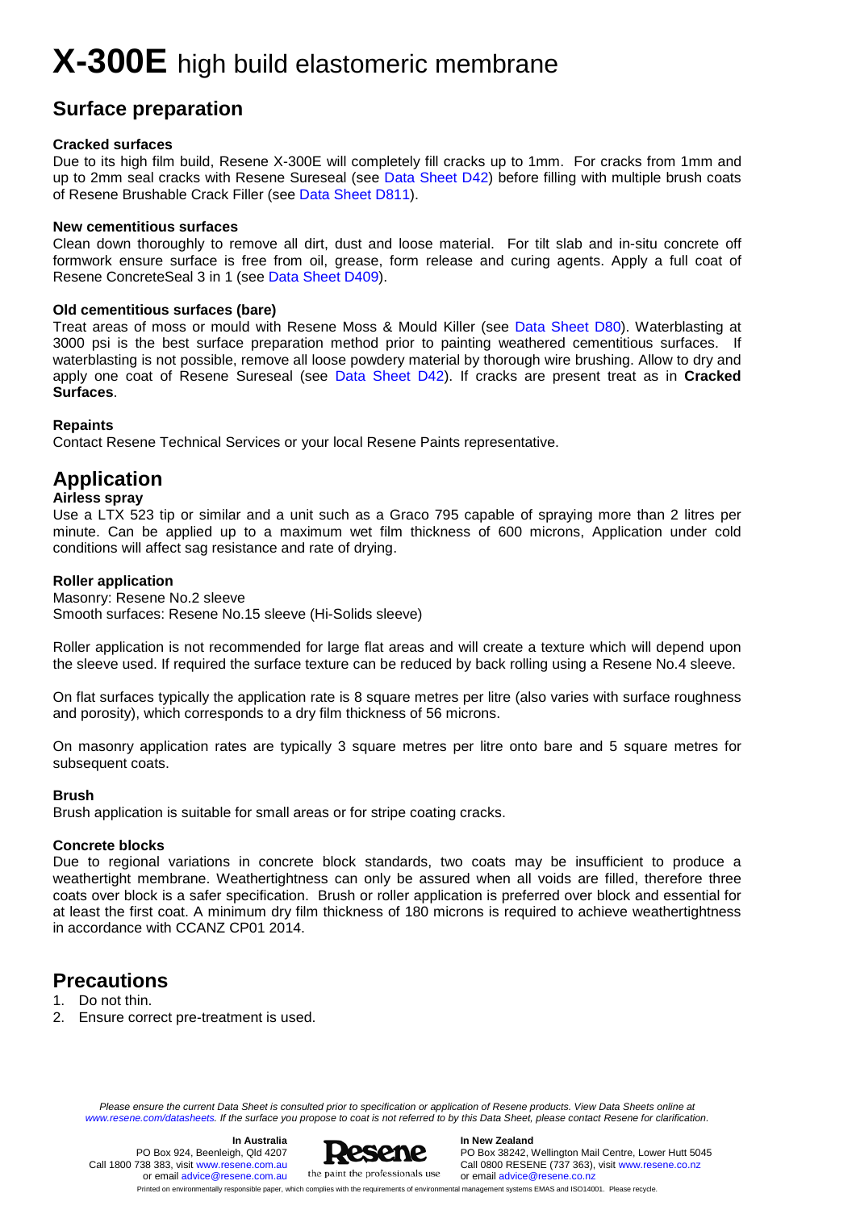# **X-300E** high build elastomeric membrane

## Surface preparation

**Cracked surfaces**
Due to its high film build, Resene X-300E will completely fill cracks up to 1mm. For cracks from 1mm and up to 2mm seal cracks with Resene Sureseal (see Data Sheet D42) before filling with multiple brush coats of Resene Brushable Crack Filler (see Data Sheet D811).

**New cementitious surfaces**
Clean down thoroughly to remove all dirt, dust and loose material. For tilt slab and in-situ concrete off formwork ensure surface is free from oil, grease, form release and curing agents. Apply a full coat of Resene ConcreteSeal 3 in 1 (see Data Sheet D409).

**Old cementitious surfaces (bare)**
Treat areas of moss or mould with Resene Moss & Mould Killer (see Data Sheet D80). Waterblasting at 3000 psi is the best surface preparation method prior to painting weathered cementitious surfaces. If waterblasting is not possible, remove all loose powdery material by thorough wire brushing. Allow to dry and apply one coat of Resene Sureseal (see Data Sheet D42). If cracks are present treat as in **Cracked Surfaces**.

**Repaints**
Contact Resene Technical Services or your local Resene Paints representative.

## Application

**Airless spray**
Use a LTX 523 tip or similar and a unit such as a Graco 795 capable of spraying more than 2 litres per minute. Can be applied up to a maximum wet film thickness of 600 microns, Application under cold conditions will affect sag resistance and rate of drying.

**Roller application**
Masonry: Resene No.2 sleeve
Smooth surfaces: Resene No.15 sleeve (Hi-Solids sleeve)

Roller application is not recommended for large flat areas and will create a texture which will depend upon the sleeve used. If required the surface texture can be reduced by back rolling using a Resene No.4 sleeve.

On flat surfaces typically the application rate is 8 square metres per litre (also varies with surface roughness and porosity), which corresponds to a dry film thickness of 56 microns.

On masonry application rates are typically 3 square metres per litre onto bare and 5 square metres for subsequent coats.

**Brush**
Brush application is suitable for small areas or for stripe coating cracks.

**Concrete blocks**
Due to regional variations in concrete block standards, two coats may be insufficient to produce a weathertight membrane. Weathertightness can only be assured when all voids are filled, therefore three coats over block is a safer specification. Brush or roller application is preferred over block and essential for at least the first coat. A minimum dry film thickness of 180 microns is required to achieve weathertightness in accordance with CCANZ CP01 2014.

## Precautions

1. Do not thin.
2. Ensure correct pre-treatment is used.

*Please ensure the current Data Sheet is consulted prior to specification or application of Resene products. View Data Sheets online at www.resene.com/datasheets. If the surface you propose to coat is not referred to by this Data Sheet, please contact Resene for clarification.*

**In Australia**
PO Box 924, Beenleigh, Qld 4207
Call 1800 738 383, visit www.resene.com.au
or email advice@resene.com.au

Resene
the paint the professionals use

**In New Zealand**
PO Box 38242, Wellington Mail Centre, Lower Hutt 5045
Call 0800 RESENE (737 363), visit www.resene.co.nz
or email advice@resene.co.nz

Printed on environmentally responsible paper, which complies with the requirements of environmental management systems EMAS and ISO14001. Please recycle.